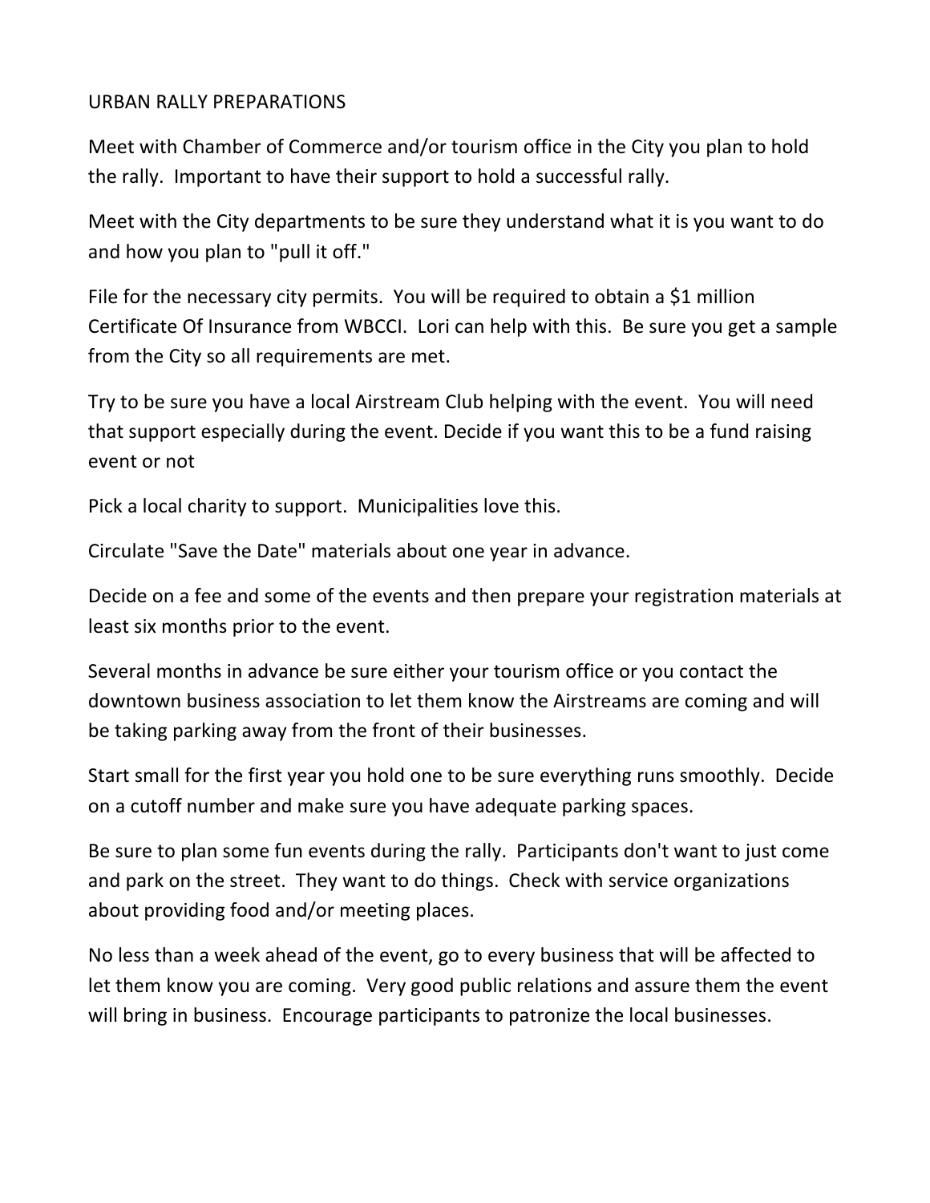# URBAN RALLY PREPARATIONS

Meet with Chamber of Commerce and/or tourism office in the City you plan to hold the rally. Important to have their support to hold a successful rally.

Meet with the City departments to be sure they understand what it is you want to do and how you plan to "pull it off."

File for the necessary city permits. You will be required to obtain a $1 million Certificate Of Insurance from WBCCI. Lori can help with this. Be sure you get a sample from the City so all requirements are met.

Try to be sure you have a local Airstream Club helping with the event. You will need that support especially during the event. Decide if you want this to be a fund raising event or not

Pick a local charity to support. Municipalities love this.

Circulate "Save the Date" materials about one year in advance.

Decide on a fee and some of the events and then prepare your registration materials at least six months prior to the event.

Several months in advance be sure either your tourism office or you contact the downtown business association to let them know the Airstreams are coming and will be taking parking away from the front of their businesses.

Start small for the first year you hold one to be sure everything runs smoothly. Decide on a cutoff number and make sure you have adequate parking spaces.

Be sure to plan some fun events during the rally. Participants don't want to just come and park on the street. They want to do things. Check with service organizations about providing food and/or meeting places.

No less than a week ahead of the event, go to every business that will be affected to let them know you are coming. Very good public relations and assure them the event will bring in business. Encourage participants to patronize the local businesses.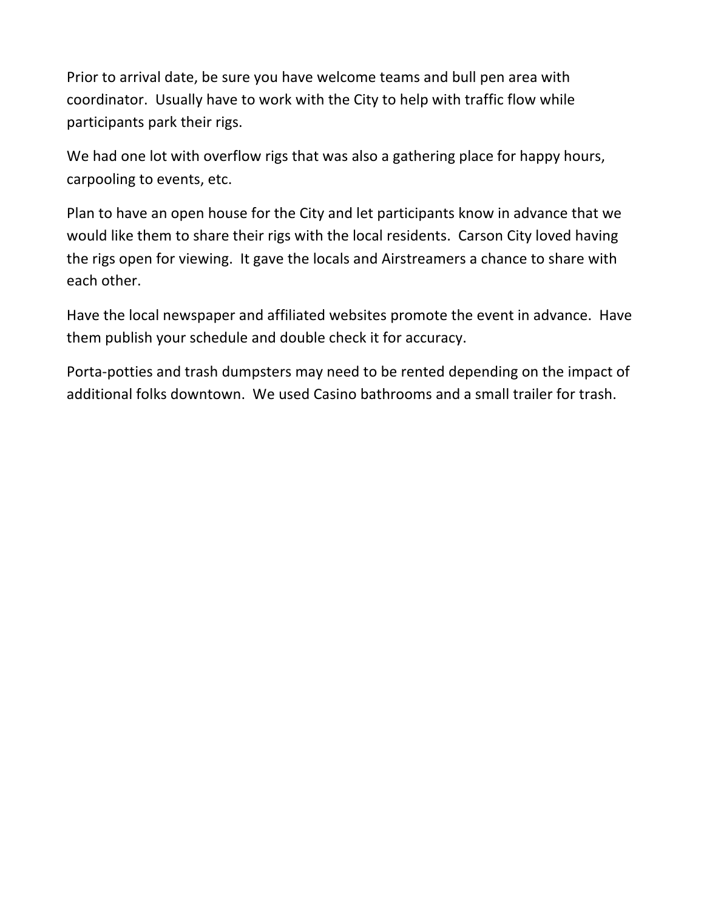Prior to arrival date, be sure you have welcome teams and bull pen area with coordinator. Usually have to work with the City to help with traffic flow while participants park their rigs.

We had one lot with overflow rigs that was also a gathering place for happy hours, carpooling to events, etc.

Plan to have an open house for the City and let participants know in advance that we would like them to share their rigs with the local residents. Carson City loved having the rigs open for viewing. It gave the locals and Airstreamers a chance to share with each other.

Have the local newspaper and affiliated websites promote the event in advance. Have them publish your schedule and double check it for accuracy.

Porta-potties and trash dumpsters may need to be rented depending on the impact of additional folks downtown. We used Casino bathrooms and a small trailer for trash.